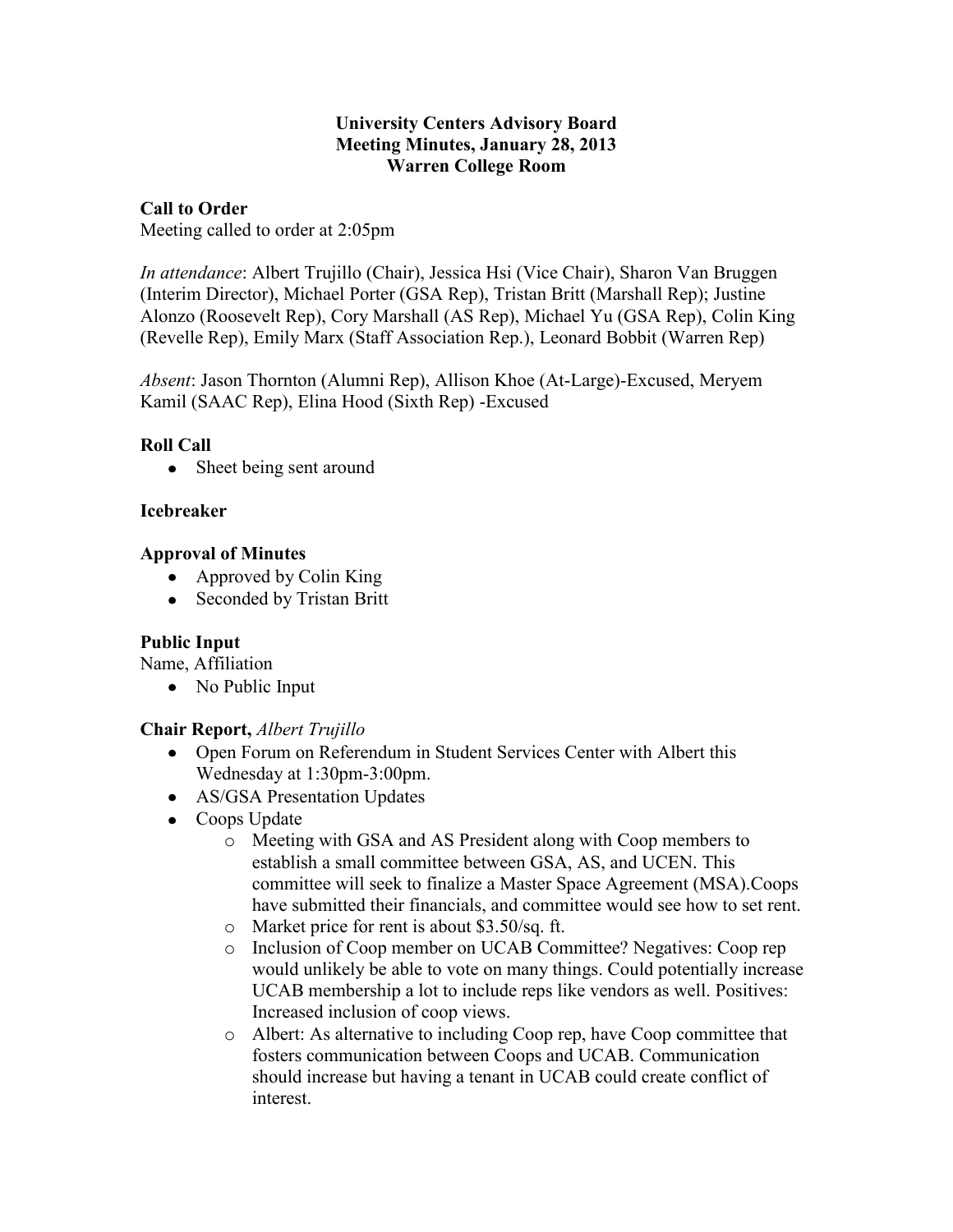**University Centers Advisory Board**
**Meeting Minutes, January 28, 2013**
**Warren College Room**

**Call to Order**

Meeting called to order at 2:05pm

*In attendance*: Albert Trujillo (Chair), Jessica Hsi (Vice Chair), Sharon Van Bruggen (Interim Director), Michael Porter (GSA Rep), Tristan Britt (Marshall Rep); Justine Alonzo (Roosevelt Rep), Cory Marshall (AS Rep), Michael Yu (GSA Rep), Colin King (Revelle Rep), Emily Marx (Staff Association Rep.), Leonard Bobbit (Warren Rep)

*Absent*: Jason Thornton (Alumni Rep), Allison Khoe (At-Large)-Excused, Meryem Kamil (SAAC Rep), Elina Hood (Sixth Rep) -Excused

**Roll Call**

- Sheet being sent around

**Icebreaker**

**Approval of Minutes**

- Approved by Colin King
- Seconded by Tristan Britt

**Public Input**

Name, Affiliation

- No Public Input

**Chair Report,** *Albert Trujillo*

- Open Forum on Referendum in Student Services Center with Albert this Wednesday at 1:30pm-3:00pm.
- AS/GSA Presentation Updates
- Coops Update
  - Meeting with GSA and AS President along with Coop members to establish a small committee between GSA, AS, and UCEN. This committee will seek to finalize a Master Space Agreement (MSA).Coops have submitted their financials, and committee would see how to set rent.
  - Market price for rent is about $3.50/sq. ft.
  - Inclusion of Coop member on UCAB Committee? Negatives: Coop rep would unlikely be able to vote on many things. Could potentially increase UCAB membership a lot to include reps like vendors as well. Positives: Increased inclusion of coop views.
  - Albert: As alternative to including Coop rep, have Coop committee that fosters communication between Coops and UCAB. Communication should increase but having a tenant in UCAB could create conflict of interest.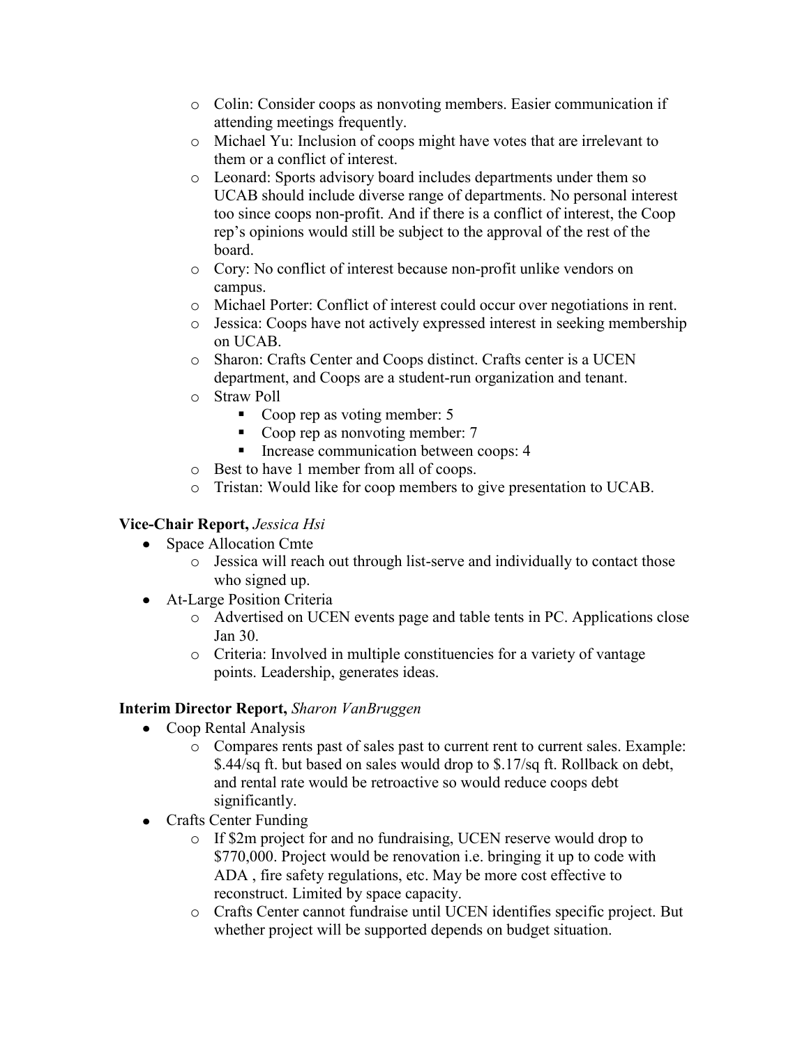- Colin: Consider coops as nonvoting members. Easier communication if attending meetings frequently.
- Michael Yu: Inclusion of coops might have votes that are irrelevant to them or a conflict of interest.
- Leonard: Sports advisory board includes departments under them so UCAB should include diverse range of departments. No personal interest too since coops non-profit. And if there is a conflict of interest, the Coop rep's opinions would still be subject to the approval of the rest of the board.
- Cory: No conflict of interest because non-profit unlike vendors on campus.
- Michael Porter: Conflict of interest could occur over negotiations in rent.
- Jessica: Coops have not actively expressed interest in seeking membership on UCAB.
- Sharon: Crafts Center and Coops distinct. Crafts center is a UCEN department, and Coops are a student-run organization and tenant.
- Straw Poll
    - Coop rep as voting member: 5
    - Coop rep as nonvoting member: 7
    - Increase communication between coops: 4
- Best to have 1 member from all of coops.
- Tristan: Would like for coop members to give presentation to UCAB.

**Vice-Chair Report,** *Jessica Hsi*

- Space Allocation Cmte
    - Jessica will reach out through list-serve and individually to contact those who signed up.
- At-Large Position Criteria
    - Advertised on UCEN events page and table tents in PC. Applications close Jan 30.
    - Criteria: Involved in multiple constituencies for a variety of vantage points. Leadership, generates ideas.

**Interim Director Report,** *Sharon VanBruggen*

- Coop Rental Analysis
    - Compares rents past of sales past to current rent to current sales. Example: $.44/sq ft. but based on sales would drop to $.17/sq ft. Rollback on debt, and rental rate would be retroactive so would reduce coops debt significantly.
- Crafts Center Funding
    - If $2m project for and no fundraising, UCEN reserve would drop to $770,000. Project would be renovation i.e. bringing it up to code with ADA , fire safety regulations, etc. May be more cost effective to reconstruct. Limited by space capacity.
    - Crafts Center cannot fundraise until UCEN identifies specific project. But whether project will be supported depends on budget situation.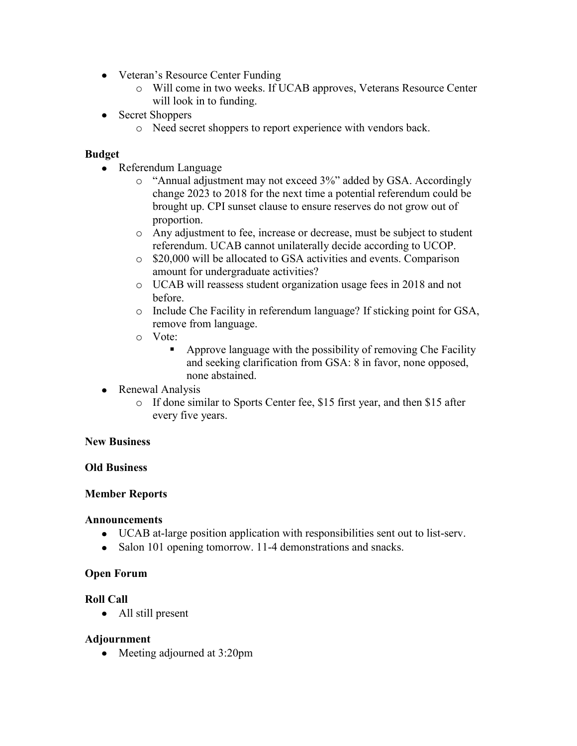- Veteran's Resource Center Funding
    - Will come in two weeks. If UCAB approves, Veterans Resource Center will look in to funding.
- Secret Shoppers
    - Need secret shoppers to report experience with vendors back.

**Budget**

- Referendum Language
    - "Annual adjustment may not exceed 3%" added by GSA. Accordingly change 2023 to 2018 for the next time a potential referendum could be brought up. CPI sunset clause to ensure reserves do not grow out of proportion.
    - Any adjustment to fee, increase or decrease, must be subject to student referendum. UCAB cannot unilaterally decide according to UCOP.
    - $20,000 will be allocated to GSA activities and events. Comparison amount for undergraduate activities?
    - UCAB will reassess student organization usage fees in 2018 and not before.
    - Include Che Facility in referendum language? If sticking point for GSA, remove from language.
    - Vote:
        - Approve language with the possibility of removing Che Facility and seeking clarification from GSA: 8 in favor, none opposed, none abstained.
- Renewal Analysis
    - If done similar to Sports Center fee, $15 first year, and then $15 after every five years.

**New Business**

**Old Business**

**Member Reports**

**Announcements**

- UCAB at-large position application with responsibilities sent out to list-serv.
- Salon 101 opening tomorrow. 11-4 demonstrations and snacks.

**Open Forum**

**Roll Call**

- All still present

**Adjournment**

- Meeting adjourned at 3:20pm